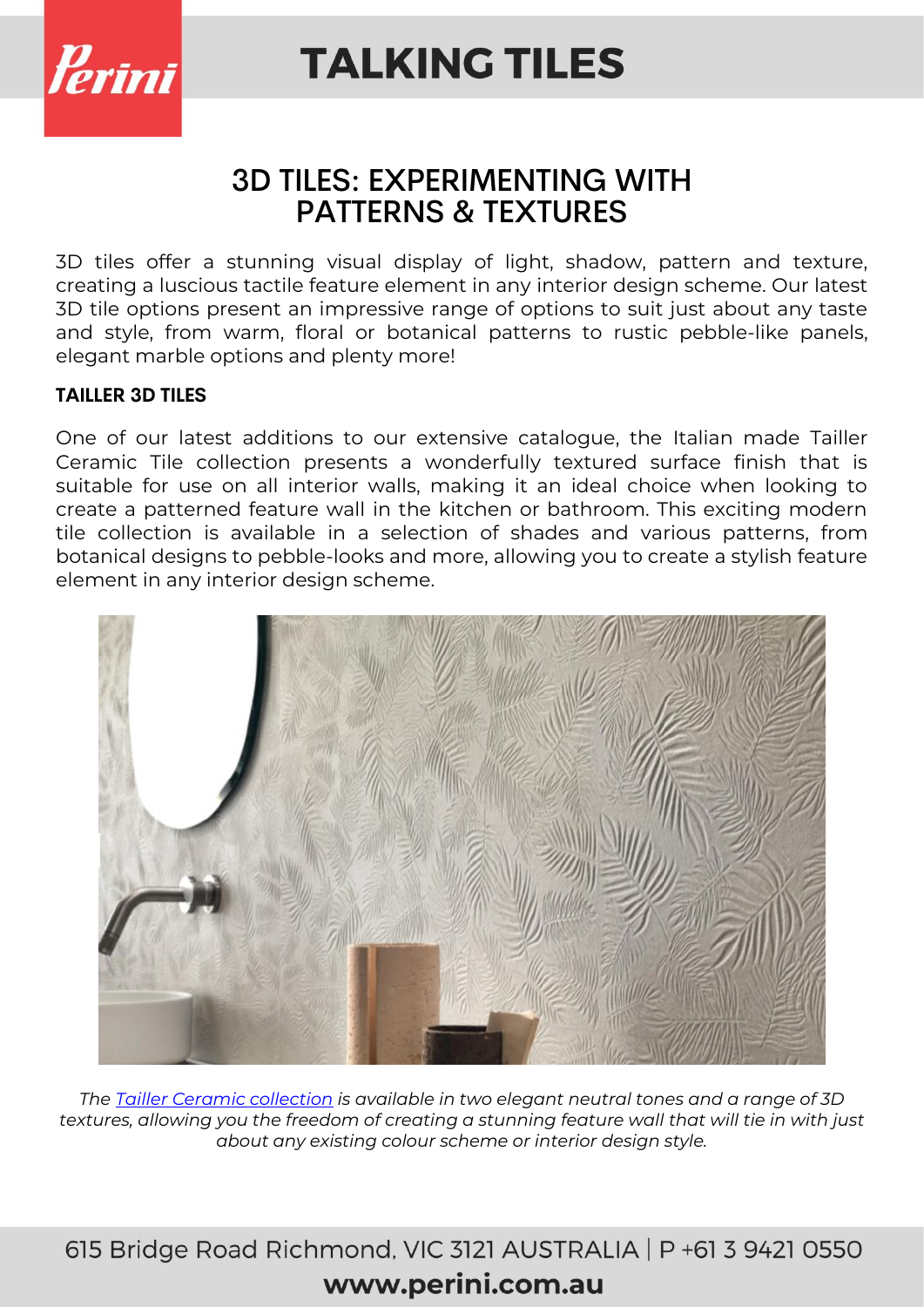# TALKING TILES

## 3D TILES: EXPERIMENTING WITH PATTERNS & TEXTURES

3D tiles offer a stunning visual display of light, shadow, pattern and texture, creating a luscious tactile feature element in any interior design scheme. Our latest 3D tile options present an impressive range of options to suit just about any taste and style, from warm, floral or botanical patterns to rustic pebble-like panels, elegant marble options and plenty more!

### TAILLER 3D TILES

One of our latest additions to our extensive catalogue, the Italian made Tailler Ceramic Tile collection presents a wonderfully textured surface finish that is suitable for use on all interior walls, making it an ideal choice when looking to create a patterned feature wall in the kitchen or bathroom. This exciting modern tile collection is available in a selection of shades and various patterns, from botanical designs to pebble-looks and more, allowing you to create a stylish feature element in any interior design scheme.

*The [Tailler Ceramic collection](#) is available in two elegant neutral tones and a range of 3D textures, allowing you the freedom of creating a stunning feature wall that will tie in with just about any existing colour scheme or interior design style.*

615 Bridge Road Richmond, VIC 3121 AUSTRALIA | P +61 3 9421 0550

**www.perini.com.au**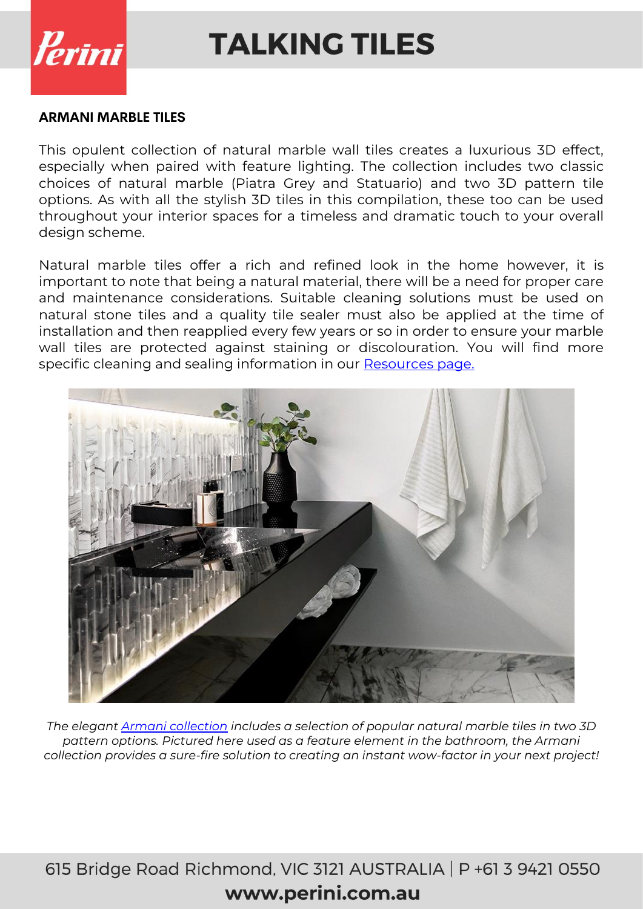## ARMANI MARBLE TILES

This opulent collection of natural marble wall tiles creates a luxurious 3D effect, especially when paired with feature lighting. The collection includes two classic choices of natural marble (Piatra Grey and Statuario) and two 3D pattern tile options. As with all the stylish 3D tiles in this compilation, these too can be used throughout your interior spaces for a timeless and dramatic touch to your overall design scheme.

Natural marble tiles offer a rich and refined look in the home however, it is important to note that being a natural material, there will be a need for proper care and maintenance considerations. Suitable cleaning solutions must be used on natural stone tiles and a quality tile sealer must also be applied at the time of installation and then reapplied every few years or so in order to ensure your marble wall tiles are protected against staining or discolouration. You will find more specific cleaning and sealing information in our Resources page.

*The elegant Armani collection includes a selection of popular natural marble tiles in two 3D pattern options. Pictured here used as a feature element in the bathroom, the Armani collection provides a sure-fire solution to creating an instant wow-factor in your next project!*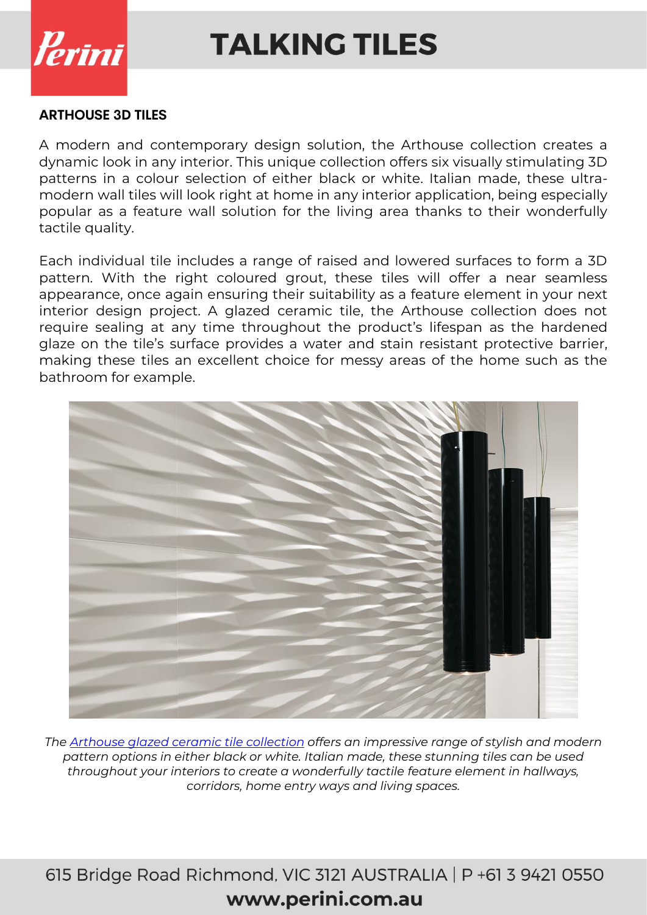## ARTHOUSE 3D TILES

A modern and contemporary design solution, the Arthouse collection creates a dynamic look in any interior. This unique collection offers six visually stimulating 3D patterns in a colour selection of either black or white. Italian made, these ultra-modern wall tiles will look right at home in any interior application, being especially popular as a feature wall solution for the living area thanks to their wonderfully tactile quality.

Each individual tile includes a range of raised and lowered surfaces to form a 3D pattern. With the right coloured grout, these tiles will offer a near seamless appearance, once again ensuring their suitability as a feature element in your next interior design project. A glazed ceramic tile, the Arthouse collection does not require sealing at any time throughout the product's lifespan as the hardened glaze on the tile's surface provides a water and stain resistant protective barrier, making these tiles an excellent choice for messy areas of the home such as the bathroom for example.

*The Arthouse glazed ceramic tile collection offers an impressive range of stylish and modern pattern options in either black or white. Italian made, these stunning tiles can be used throughout your interiors to create a wonderfully tactile feature element in hallways, corridors, home entry ways and living spaces.*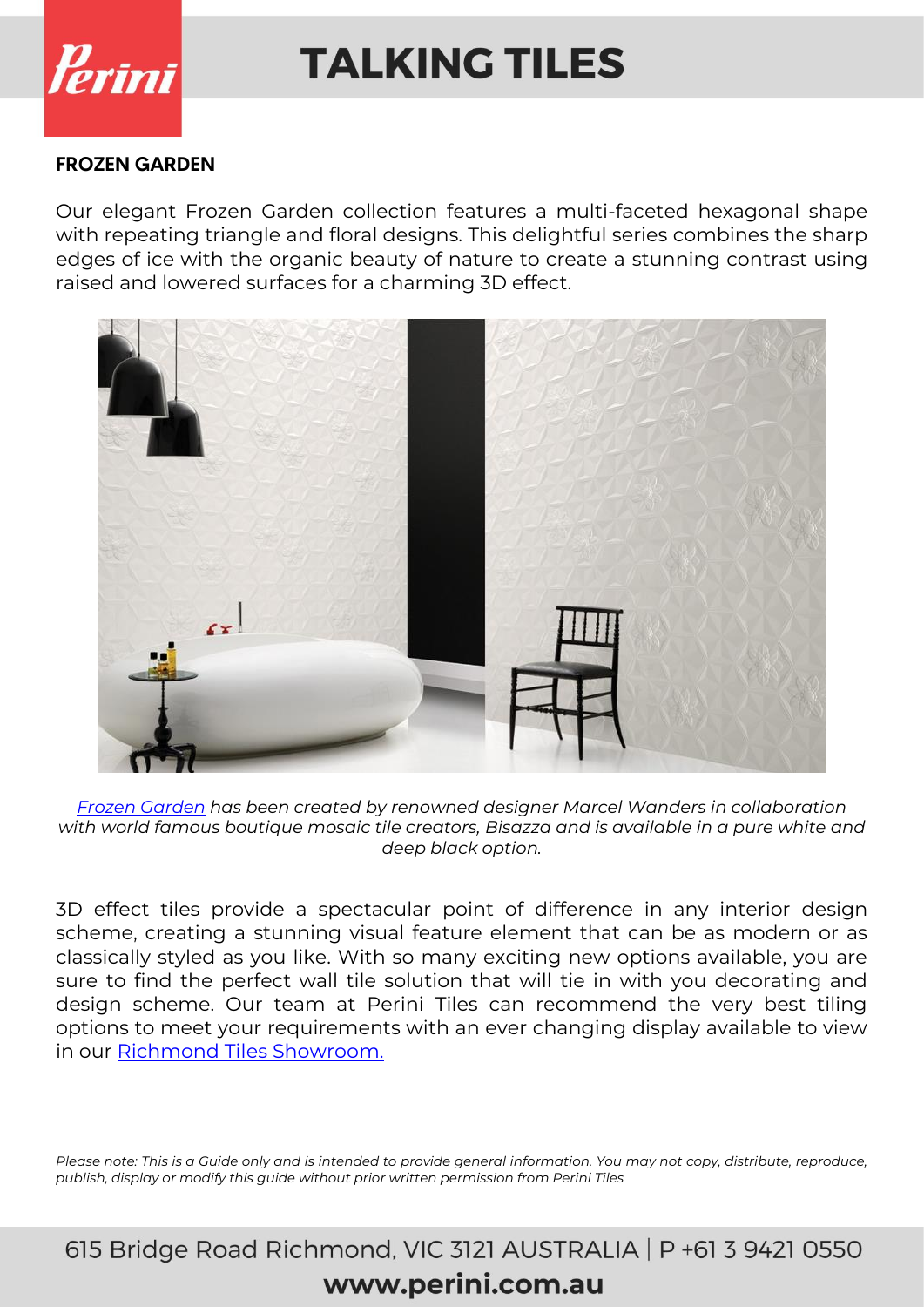## FROZEN GARDEN

Our elegant Frozen Garden collection features a multi-faceted hexagonal shape with repeating triangle and floral designs. This delightful series combines the sharp edges of ice with the organic beauty of nature to create a stunning contrast using raised and lowered surfaces for a charming 3D effect.

*Frozen Garden has been created by renowned designer Marcel Wanders in collaboration with world famous boutique mosaic tile creators, Bisazza and is available in a pure white and deep black option.*

3D effect tiles provide a spectacular point of difference in any interior design scheme, creating a stunning visual feature element that can be as modern or as classically styled as you like. With so many exciting new options available, you are sure to find the perfect wall tile solution that will tie in with you decorating and design scheme. Our team at Perini Tiles can recommend the very best tiling options to meet your requirements with an ever changing display available to view in our Richmond Tiles Showroom.

*Please note: This is a Guide only and is intended to provide general information. You may not copy, distribute, reproduce, publish, display or modify this guide without prior written permission from Perini Tiles*